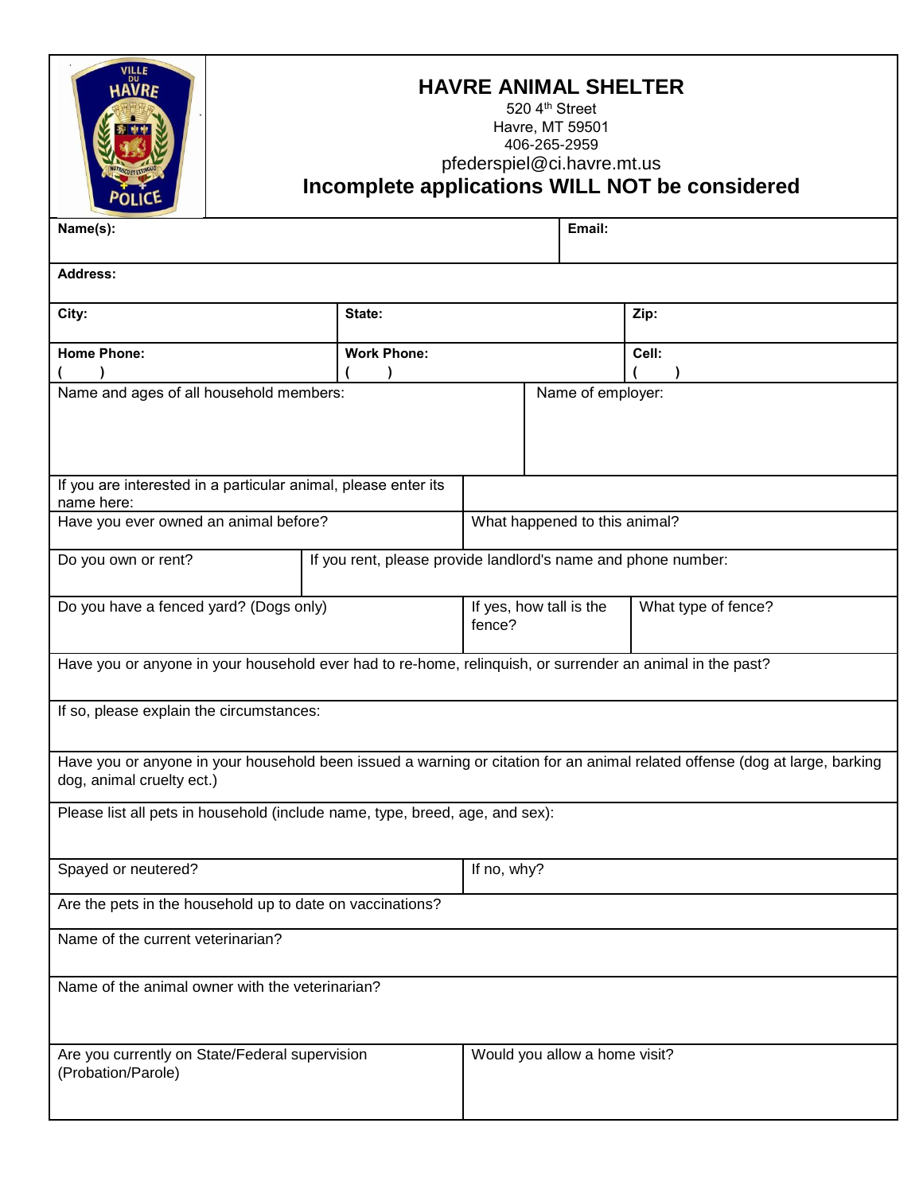# HAVRE ANIMAL SHELTER

520 4th Street
Havre, MT 59501
406-265-2959
pfederspiel@ci.havre.mt.us

**Incomplete applications WILL NOT be considered**

| **Name(s):** | **Email:** |
|---|---|

**Address:**

| **City:** | **State:** | **Zip:** |
|---|---|---|
| **Home Phone:** ( ) | **Work Phone:** ( ) | **Cell:** ( ) |

| Name and ages of all household members: | Name of employer: |
|---|---|
| If you are interested in a particular animal, please enter its name here: | |
| Have you ever owned an animal before? | What happened to this animal? |

| Do you own or rent? | If you rent, please provide landlord's name and phone number: |
|---|---|

| Do you have a fenced yard? (Dogs only) | If yes, how tall is the fence? | What type of fence? |
|---|---|---|

Have you or anyone in your household ever had to re-home, relinquish, or surrender an animal in the past?

If so, please explain the circumstances:

Have you or anyone in your household been issued a warning or citation for an animal related offense (dog at large, barking dog, animal cruelty ect.)

Please list all pets in household (include name, type, breed, age, and sex):

| Spayed or neutered? | If no, why? |
|---|---|

Are the pets in the household up to date on vaccinations?

Name of the current veterinarian?

Name of the animal owner with the veterinarian?

| Are you currently on State/Federal supervision (Probation/Parole) | Would you allow a home visit? |
|---|---|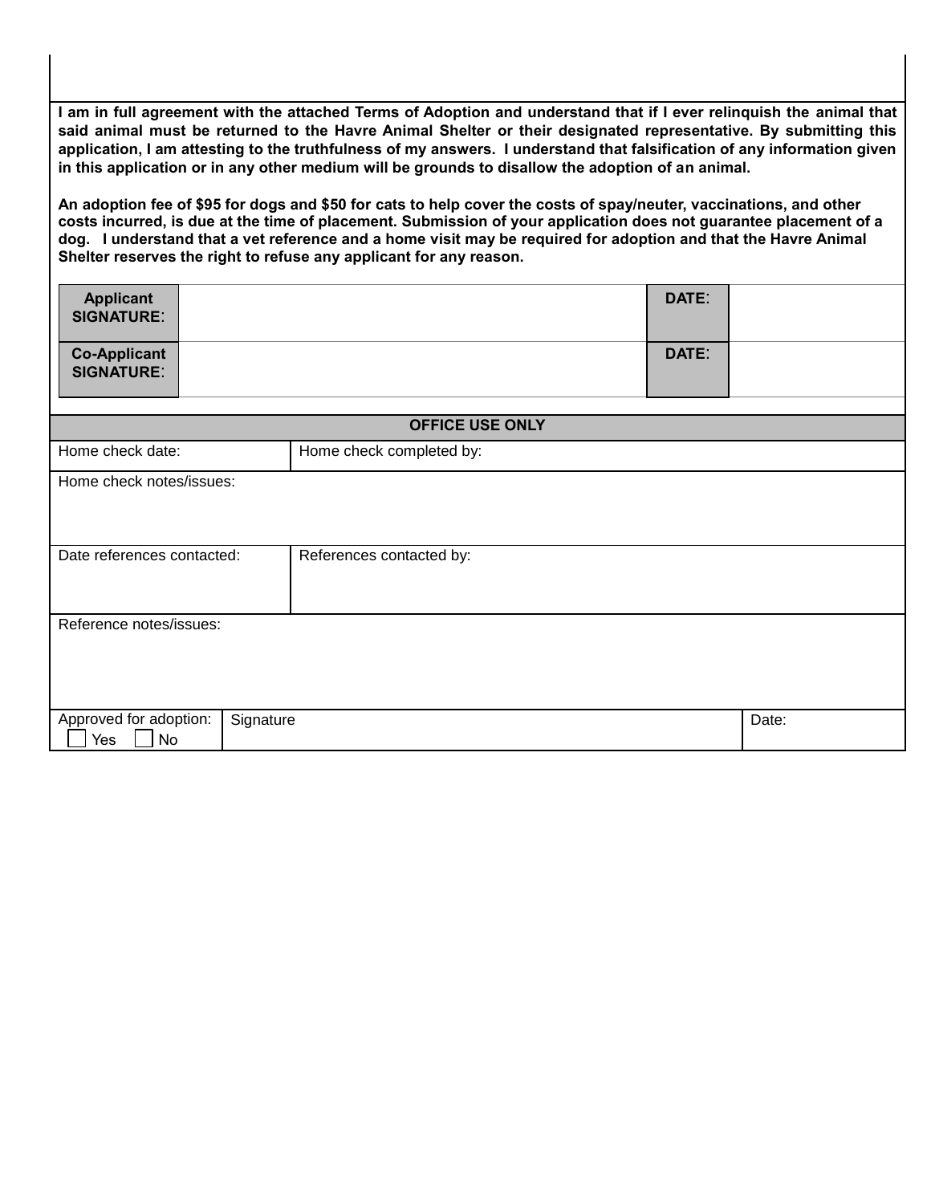**I am in full agreement with the attached Terms of Adoption and understand that if I ever relinquish the animal that said animal must be returned to the Havre Animal Shelter or their designated representative. By submitting this application, I am attesting to the truthfulness of my answers. I understand that falsification of any information given in this application or in any other medium will be grounds to disallow the adoption of an animal.**

**An adoption fee of $95 for dogs and $50 for cats to help cover the costs of spay/neuter, vaccinations, and other costs incurred, is due at the time of placement. Submission of your application does not guarantee placement of a dog. I understand that a vet reference and a home visit may be required for adoption and that the Havre Animal Shelter reserves the right to refuse any applicant for any reason.**

| **Applicant SIGNATURE**: | | **DATE**: | |
|---|---|---|---|
| **Co-Applicant SIGNATURE**: | | **DATE**: | |

| **OFFICE USE ONLY** | | |
|---|---|---|
| Home check date: | Home check completed by: | |
| Home check notes/issues: | | |
| Date references contacted: | References contacted by: | |
| Reference notes/issues: | | |
| Approved for adoption: ☐ Yes ☐ No | Signature | Date: |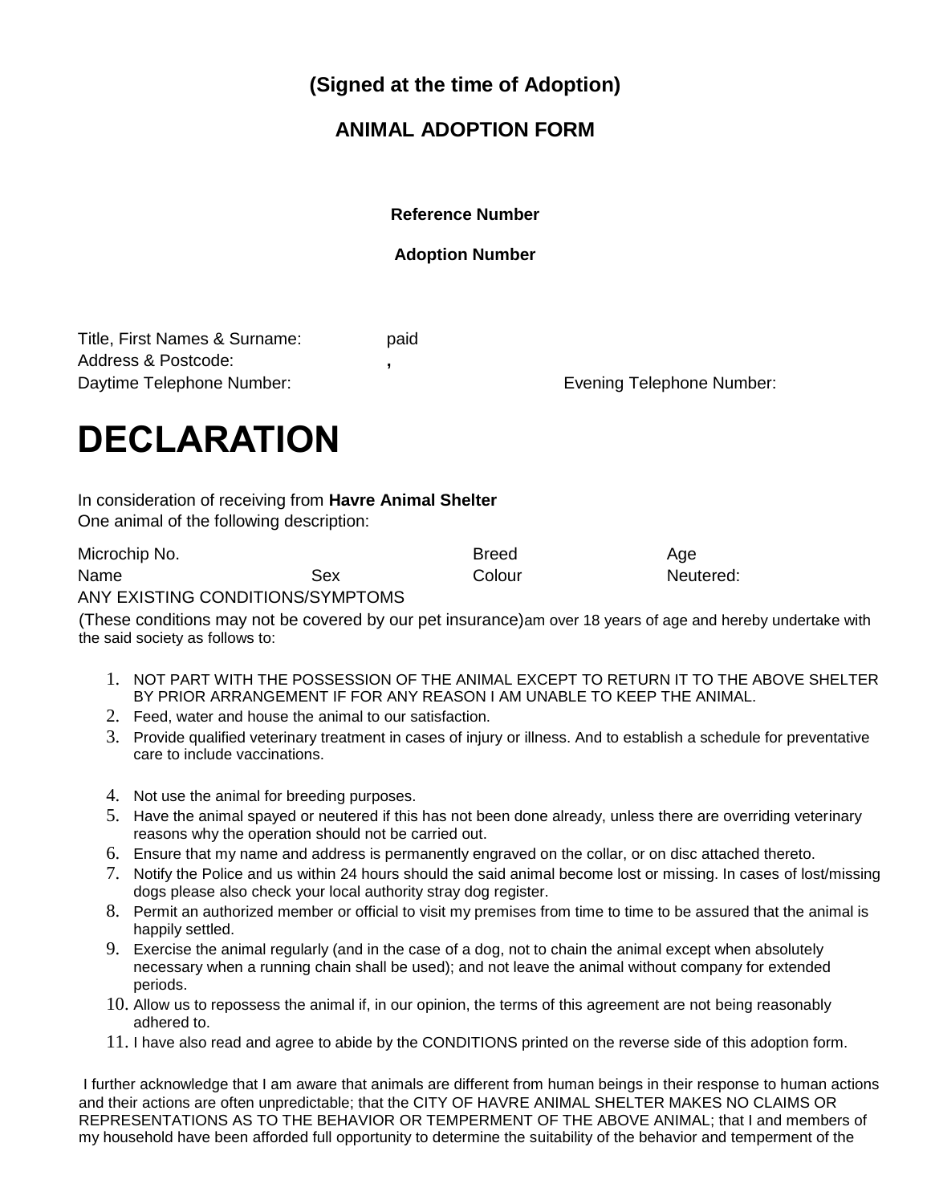**(Signed at the time of Adoption)**

## ANIMAL ADOPTION FORM

**Reference Number**

**Adoption Number**

Title, First Names & Surname: paid
Address & Postcode: ,
Daytime Telephone Number: Evening Telephone Number:

# DECLARATION

In consideration of receiving from **Havre Animal Shelter**
One animal of the following description:

| Microchip No. | | Breed | Age |
|---|---|---|---|
| Name | Sex | Colour | Neutered: |

ANY EXISTING CONDITIONS/SYMPTOMS

(These conditions may not be covered by our pet insurance)am over 18 years of age and hereby undertake with the said society as follows to:

1. NOT PART WITH THE POSSESSION OF THE ANIMAL EXCEPT TO RETURN IT TO THE ABOVE SHELTER BY PRIOR ARRANGEMENT IF FOR ANY REASON I AM UNABLE TO KEEP THE ANIMAL.
2. Feed, water and house the animal to our satisfaction.
3. Provide qualified veterinary treatment in cases of injury or illness. And to establish a schedule for preventative care to include vaccinations.
4. Not use the animal for breeding purposes.
5. Have the animal spayed or neutered if this has not been done already, unless there are overriding veterinary reasons why the operation should not be carried out.
6. Ensure that my name and address is permanently engraved on the collar, or on disc attached thereto.
7. Notify the Police and us within 24 hours should the said animal become lost or missing. In cases of lost/missing dogs please also check your local authority stray dog register.
8. Permit an authorized member or official to visit my premises from time to time to be assured that the animal is happily settled.
9. Exercise the animal regularly (and in the case of a dog, not to chain the animal except when absolutely necessary when a running chain shall be used); and not leave the animal without company for extended periods.
10. Allow us to repossess the animal if, in our opinion, the terms of this agreement are not being reasonably adhered to.
11. I have also read and agree to abide by the CONDITIONS printed on the reverse side of this adoption form.

I further acknowledge that I am aware that animals are different from human beings in their response to human actions and their actions are often unpredictable; that the CITY OF HAVRE ANIMAL SHELTER MAKES NO CLAIMS OR REPRESENTATIONS AS TO THE BEHAVIOR OR TEMPERMENT OF THE ABOVE ANIMAL; that I and members of my household have been afforded full opportunity to determine the suitability of the behavior and temperment of the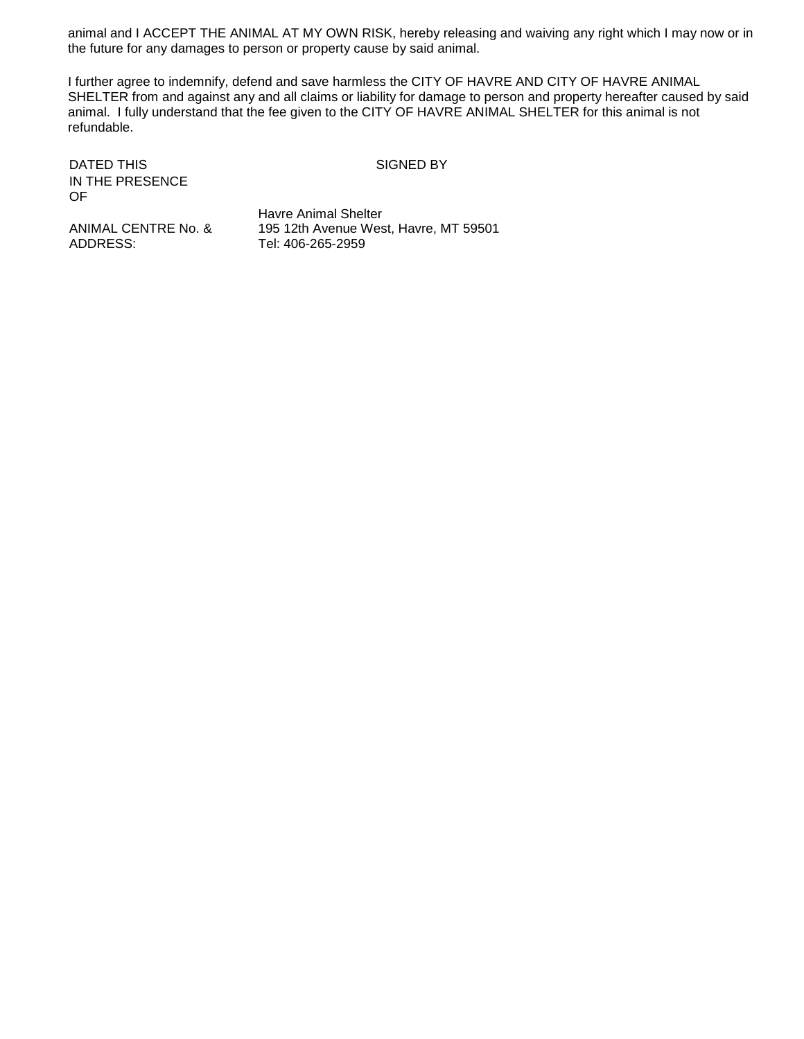animal and I ACCEPT THE ANIMAL AT MY OWN RISK, hereby releasing and waiving any right which I may now or in the future for any damages to person or property cause by said animal.

I further agree to indemnify, defend and save harmless the CITY OF HAVRE AND CITY OF HAVRE ANIMAL SHELTER from and against any and all claims or liability for damage to person and property hereafter caused by said animal. I fully understand that the fee given to the CITY OF HAVRE ANIMAL SHELTER for this animal is not refundable.

DATED THIS SIGNED BY

IN THE PRESENCE OF

ANIMAL CENTRE No. & ADDRESS:

Havre Animal Shelter
195 12th Avenue West, Havre, MT 59501
Tel: 406-265-2959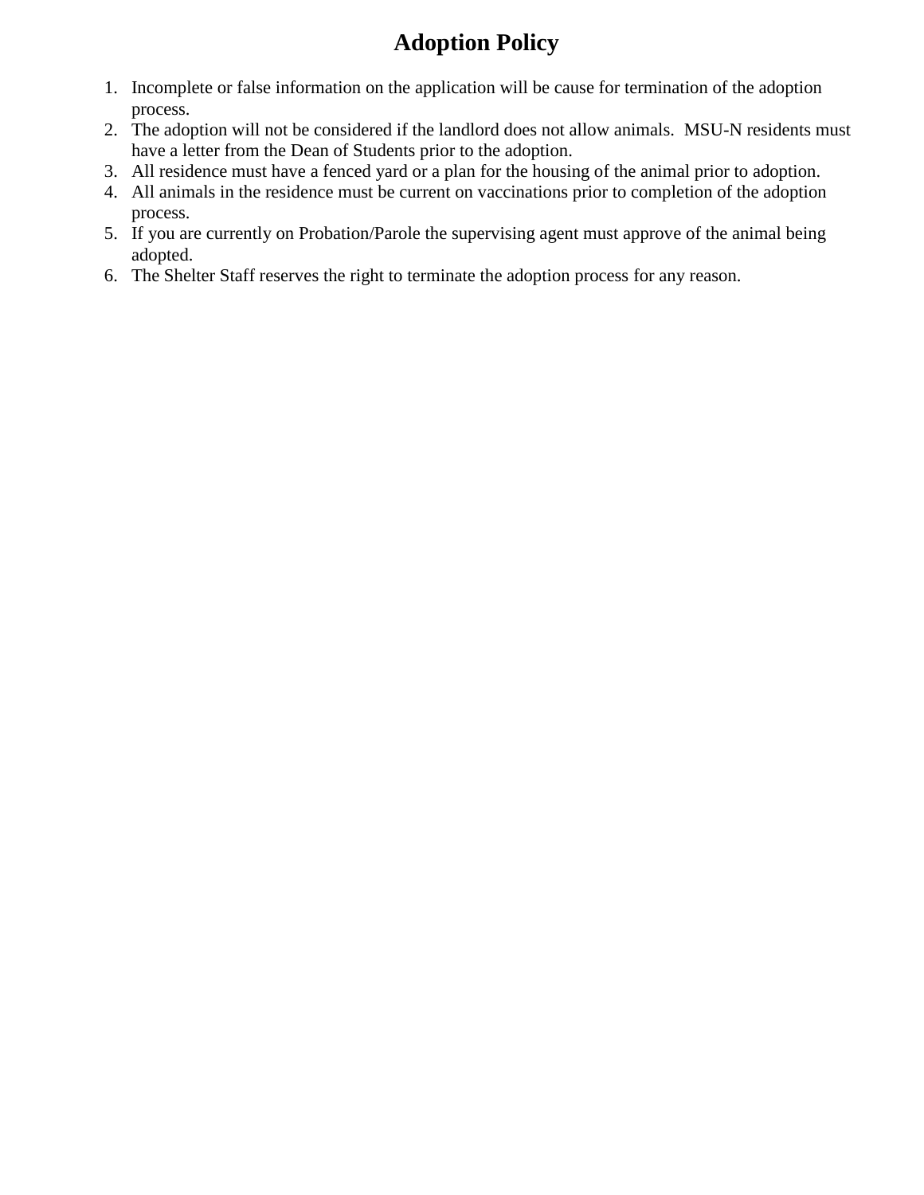# Adoption Policy

1. Incomplete or false information on the application will be cause for termination of the adoption process.
2. The adoption will not be considered if the landlord does not allow animals. MSU-N residents must have a letter from the Dean of Students prior to the adoption.
3. All residence must have a fenced yard or a plan for the housing of the animal prior to adoption.
4. All animals in the residence must be current on vaccinations prior to completion of the adoption process.
5. If you are currently on Probation/Parole the supervising agent must approve of the animal being adopted.
6. The Shelter Staff reserves the right to terminate the adoption process for any reason.